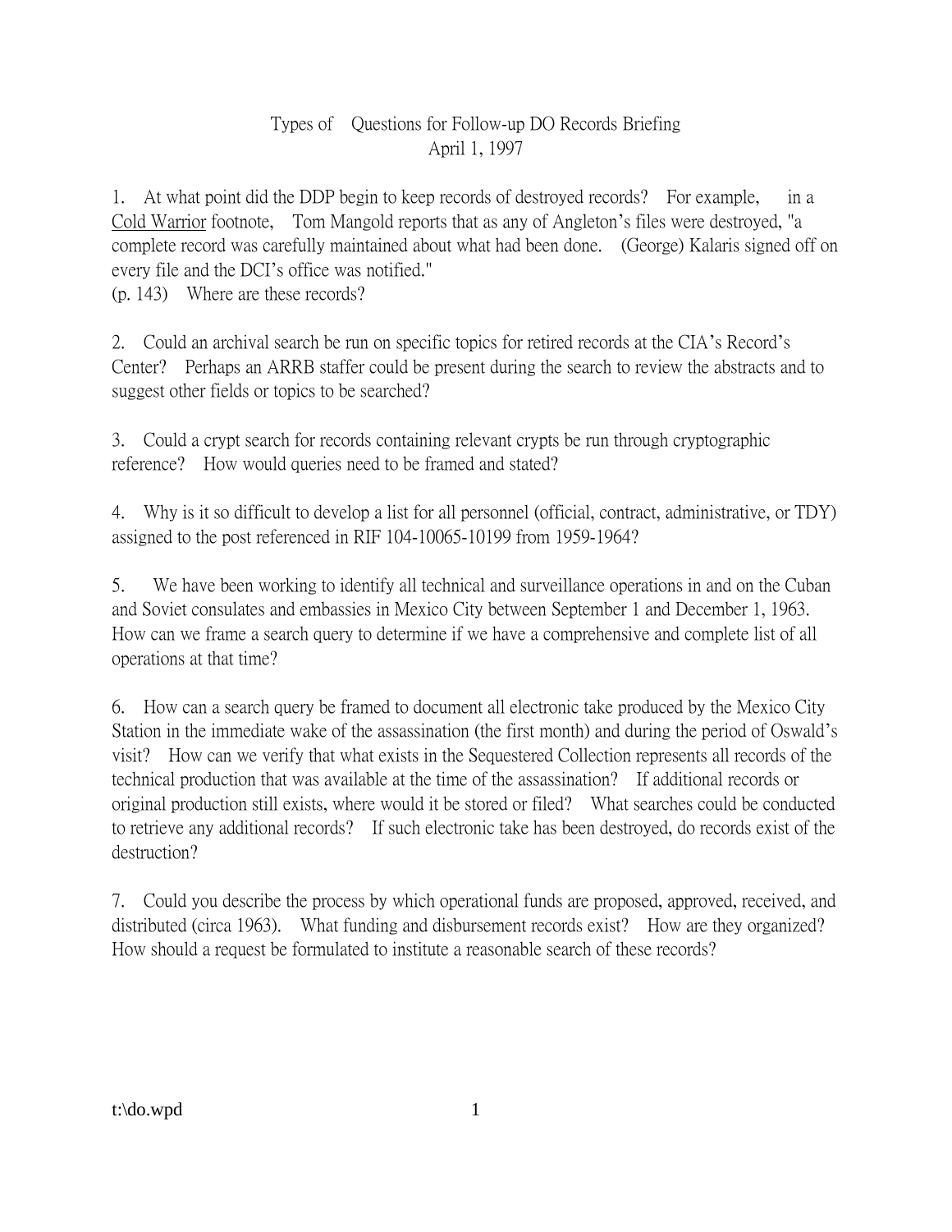Types of Questions for Follow-up DO Records Briefing
April 1, 1997

1. At what point did the DDP begin to keep records of destroyed records? For example, in a <u>Cold Warrior</u> footnote, Tom Mangold reports that as any of Angleton's files were destroyed, "a complete record was carefully maintained about what had been done. (George) Kalaris signed off on every file and the DCI's office was notified." (p. 143) Where are these records?

2. Could an archival search be run on specific topics for retired records at the CIA's Record's Center? Perhaps an ARRB staffer could be present during the search to review the abstracts and to suggest other fields or topics to be searched?

3. Could a crypt search for records containing relevant crypts be run through cryptographic reference? How would queries need to be framed and stated?

4. Why is it so difficult to develop a list for all personnel (official, contract, administrative, or TDY) assigned to the post referenced in RIF 104-10065-10199 from 1959-1964?

5. We have been working to identify all technical and surveillance operations in and on the Cuban and Soviet consulates and embassies in Mexico City between September 1 and December 1, 1963. How can we frame a search query to determine if we have a comprehensive and complete list of all operations at that time?

6. How can a search query be framed to document all electronic take produced by the Mexico City Station in the immediate wake of the assassination (the first month) and during the period of Oswald's visit? How can we verify that what exists in the Sequestered Collection represents all records of the technical production that was available at the time of the assassination? If additional records or original production still exists, where would it be stored or filed? What searches could be conducted to retrieve any additional records? If such electronic take has been destroyed, do records exist of the destruction?

7. Could you describe the process by which operational funds are proposed, approved, received, and distributed (circa 1963). What funding and disbursement records exist? How are they organized? How should a request be formulated to institute a reasonable search of these records?

t:\do.wpd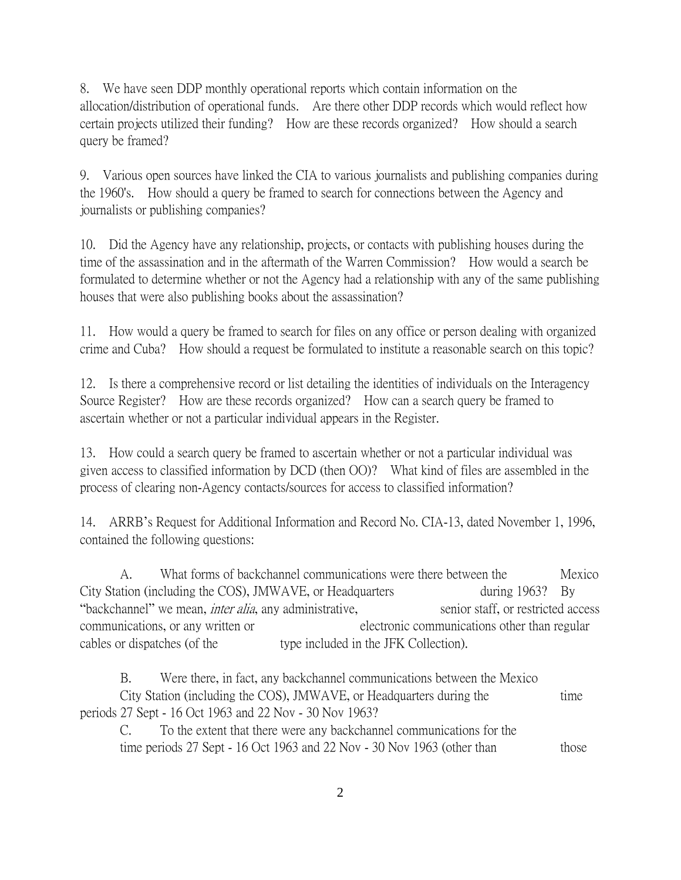8. We have seen DDP monthly operational reports which contain information on the allocation/distribution of operational funds. Are there other DDP records which would reflect how certain projects utilized their funding? How are these records organized? How should a search query be framed?

9. Various open sources have linked the CIA to various journalists and publishing companies during the 1960's. How should a query be framed to search for connections between the Agency and journalists or publishing companies?

10. Did the Agency have any relationship, projects, or contacts with publishing houses during the time of the assassination and in the aftermath of the Warren Commission? How would a search be formulated to determine whether or not the Agency had a relationship with any of the same publishing houses that were also publishing books about the assassination?

11. How would a query be framed to search for files on any office or person dealing with organized crime and Cuba? How should a request be formulated to institute a reasonable search on this topic?

12. Is there a comprehensive record or list detailing the identities of individuals on the Interagency Source Register? How are these records organized? How can a search query be framed to ascertain whether or not a particular individual appears in the Register.

13. How could a search query be framed to ascertain whether or not a particular individual was given access to classified information by DCD (then OO)? What kind of files are assembled in the process of clearing non-Agency contacts/sources for access to classified information?

14. ARRB's Request for Additional Information and Record No. CIA-13, dated November 1, 1996, contained the following questions:

A. What forms of backchannel communications were there between the Mexico City Station (including the COS), JMWAVE, or Headquarters during 1963? By "backchannel" we mean, *inter alia*, any administrative, senior staff, or restricted access communications, or any written or electronic communications other than regular cables or dispatches (of the type included in the JFK Collection).

B. Were there, in fact, any backchannel communications between the Mexico City Station (including the COS), JMWAVE, or Headquarters during the time periods 27 Sept - 16 Oct 1963 and 22 Nov - 30 Nov 1963?

C. To the extent that there were any backchannel communications for the time periods 27 Sept - 16 Oct 1963 and 22 Nov - 30 Nov 1963 (other than those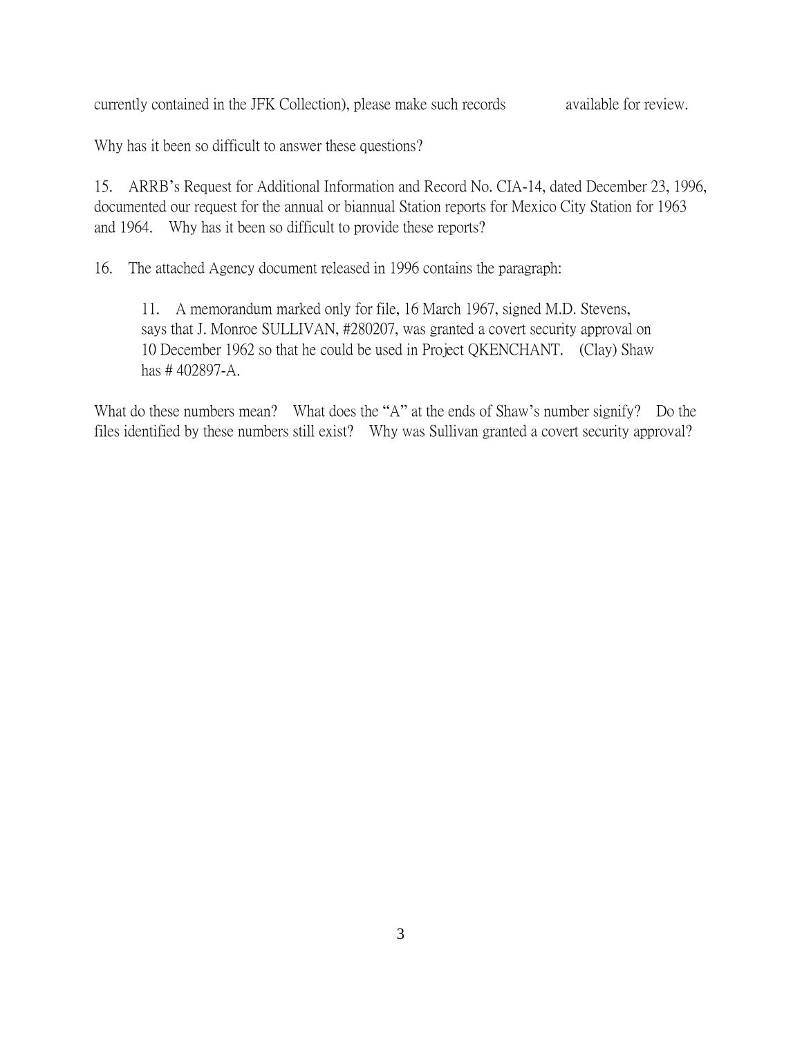currently contained in the JFK Collection), please make such records available for review.

Why has it been so difficult to answer these questions?

15. ARRB's Request for Additional Information and Record No. CIA-14, dated December 23, 1996, documented our request for the annual or biannual Station reports for Mexico City Station for 1963 and 1964. Why has it been so difficult to provide these reports?

16. The attached Agency document released in 1996 contains the paragraph:

> 11. A memorandum marked only for file, 16 March 1967, signed M.D. Stevens, says that J. Monroe SULLIVAN, #280207, was granted a covert security approval on 10 December 1962 so that he could be used in Project QKENCHANT. (Clay) Shaw has # 402897-A.

What do these numbers mean? What does the "A" at the ends of Shaw's number signify? Do the files identified by these numbers still exist? Why was Sullivan granted a covert security approval?